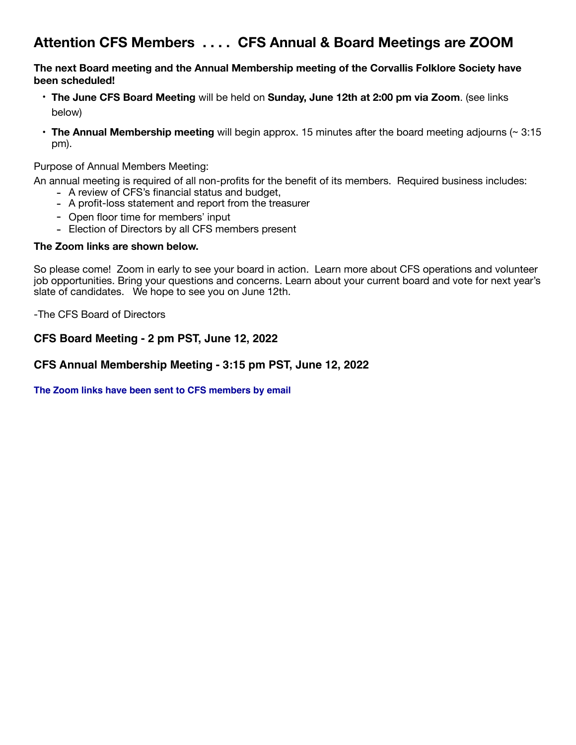## Attention CFS Members . . . . CFS Annual & Board Meetings are ZOOM

**The next Board meeting and the Annual Membership meeting of the Corvallis Folklore Society have been scheduled!**

- **The June CFS Board Meeting** will be held on **Sunday, June 12th at 2:00 pm via Zoom**. (see links below)
- **The Annual Membership meeting** will begin approx. 15 minutes after the board meeting adjourns (~ 3:15 pm).

Purpose of Annual Members Meeting:

An annual meeting is required of all non-profits for the benefit of its members. Required business includes:

- A review of CFS's financial status and budget,
- A profit-loss statement and report from the treasurer
- Open floor time for members' input
- Election of Directors by all CFS members present

**The Zoom links are shown below.**

So please come! Zoom in early to see your board in action. Learn more about CFS operations and volunteer job opportunities. Bring your questions and concerns. Learn about your current board and vote for next year's slate of candidates. We hope to see you on June 12th.

-The CFS Board of Directors

### CFS Board Meeting - 2 pm PST, June 12, 2022

### CFS Annual Membership Meeting - 3:15 pm PST, June 12, 2022

**The Zoom links have been sent to CFS members by email**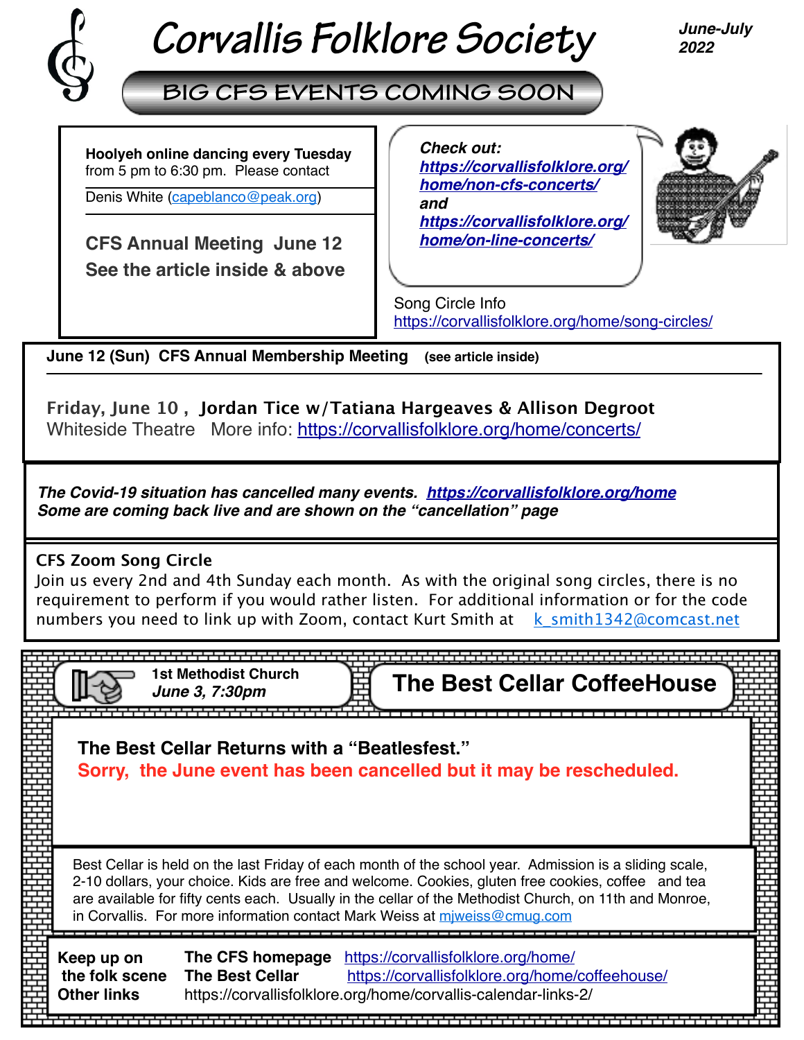# Corvallis Folklore Society

*June-July 2022*

## BIG CFS EVENTS COMING SOON

**Hoolyeh online dancing every Tuesday** from 5 pm to 6:30 pm. Please contact Denis White (capeblanco@peak.org)

**CFS Annual Meeting June 12**
**See the article inside & above**

***Check out:***
***https://corvallisfolklore.org/home/non-cfs-concerts/***
***and***
***https://corvallisfolklore.org/home/on-line-concerts/***

Song Circle Info
https://corvallisfolklore.org/home/song-circles/

**June 12 (Sun) CFS Annual Membership Meeting** **(see article inside)**

**Friday, June 10 , Jordan Tice w/Tatiana Hargeaves & Allison Degroot**
Whiteside Theatre More info: https://corvallisfolklore.org/home/concerts/

***The Covid-19 situation has cancelled many events. https://corvallisfolklore.org/home***
***Some are coming back live and are shown on the "cancellation" page***

**CFS Zoom Song Circle**
Join us every 2nd and 4th Sunday each month. As with the original song circles, there is no requirement to perform if you would rather listen. For additional information or for the code numbers you need to link up with Zoom, contact Kurt Smith at k_smith1342@comcast.net

**1st Methodist Church**
***June 3, 7:30pm***

## The Best Cellar CoffeeHouse

**The Best Cellar Returns with a "Beatlesfest."**
**Sorry, the June event has been cancelled but it may be rescheduled.**

Best Cellar is held on the last Friday of each month of the school year. Admission is a sliding scale, 2-10 dollars, your choice. Kids are free and welcome. Cookies, gluten free cookies, coffee and tea are available for fifty cents each. Usually in the cellar of the Methodist Church, on 11th and Monroe, in Corvallis. For more information contact Mark Weiss at mjweiss@cmug.com

**Keep up on the folk scene**
**The CFS homepage** https://corvallisfolklore.org/home/
**The Best Cellar** https://corvallisfolklore.org/home/coffeehouse/
**Other links** https://corvallisfolklore.org/home/corvallis-calendar-links-2/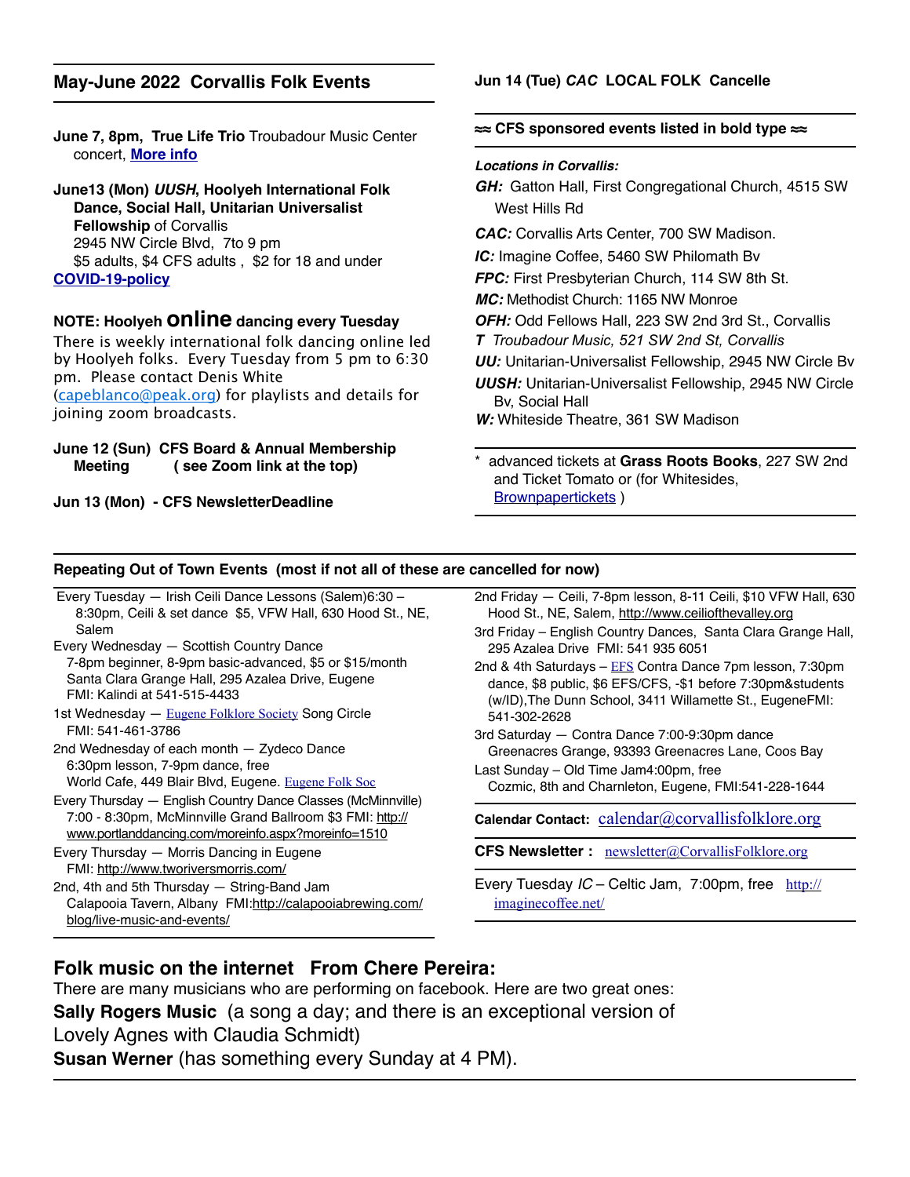## May-June 2022 Corvallis Folk Events

**June 7, 8pm, True Life Trio** Troubadour Music Center concert, **More info**

**June13 (Mon) *UUSH*, Hoolyeh International Folk Dance, Social Hall, Unitarian Universalist Fellowship** of Corvallis
2945 NW Circle Blvd, 7to 9 pm
$5 adults, $4 CFS adults , $2 for 18 and under
**COVID-19-policy**

**NOTE: Hoolyeh online dancing every Tuesday**
There is weekly international folk dancing online led by Hoolyeh folks. Every Tuesday from 5 pm to 6:30 pm. Please contact Denis White (capeblanco@peak.org) for playlists and details for joining zoom broadcasts.

**June 12 (Sun) CFS Board & Annual Membership Meeting ( see Zoom link at the top)**

**Jun 13 (Mon) - CFS NewsletterDeadline**

**Jun 14 (Tue) *CAC* LOCAL FOLK Cancelle**

**≈ CFS sponsored events listed in bold type ≈**

***Locations in Corvallis:***

***GH:*** Gatton Hall, First Congregational Church, 4515 SW West Hills Rd

***CAC:*** Corvallis Arts Center, 700 SW Madison.

***IC:*** Imagine Coffee, 5460 SW Philomath Bv

***FPC:*** First Presbyterian Church, 114 SW 8th St.

***MC:*** Methodist Church: 1165 NW Monroe

***OFH:*** Odd Fellows Hall, 223 SW 2nd 3rd St., Corvallis

***T*** *Troubadour Music, 521 SW 2nd St, Corvallis*

***UU:*** Unitarian-Universalist Fellowship, 2945 NW Circle Bv

***UUSH:*** Unitarian-Universalist Fellowship, 2945 NW Circle Bv, Social Hall

***W:*** Whiteside Theatre, 361 SW Madison

\* advanced tickets at **Grass Roots Books**, 227 SW 2nd and Ticket Tomato or (for Whitesides, Brownpapertickets )

### Repeating Out of Town Events (most if not all of these are cancelled for now)

Every Tuesday — Irish Ceili Dance Lessons (Salem)6:30 – 8:30pm, Ceili & set dance $5, VFW Hall, 630 Hood St., NE, Salem

Every Wednesday — Scottish Country Dance
7-8pm beginner, 8-9pm basic-advanced, $5 or $15/month
Santa Clara Grange Hall, 295 Azalea Drive, Eugene
FMI: Kalindi at 541-515-4433

1st Wednesday — Eugene Folklore Society Song Circle
FMI: 541-461-3786

2nd Wednesday of each month — Zydeco Dance
6:30pm lesson, 7-9pm dance, free
World Cafe, 449 Blair Blvd, Eugene. Eugene Folk Soc

Every Thursday — English Country Dance Classes (McMinnville)
7:00 - 8:30pm, McMinnville Grand Ballroom $3 FMI: http://www.portlanddancing.com/moreinfo.aspx?moreinfo=1510

Every Thursday — Morris Dancing in Eugene
FMI: http://www.tworiversmorris.com/

2nd, 4th and 5th Thursday — String-Band Jam
Calapooia Tavern, Albany FMI:http://calapooiabrewing.com/blog/live-music-and-events/

2nd Friday — Ceili, 7-8pm lesson, 8-11 Ceili, $10 VFW Hall, 630 Hood St., NE, Salem, http://www.ceiliofthevalley.org

3rd Friday – English Country Dances, Santa Clara Grange Hall, 295 Azalea Drive FMI: 541 935 6051

2nd & 4th Saturdays – EFS Contra Dance 7pm lesson, 7:30pm dance, $8 public, $6 EFS/CFS, -$1 before 7:30pm&students (w/ID),The Dunn School, 3411 Willamette St., EugeneFMI: 541-302-2628

3rd Saturday — Contra Dance 7:00-9:30pm dance
Greenacres Grange, 93393 Greenacres Lane, Coos Bay

Last Sunday – Old Time Jam4:00pm, free
Cozmic, 8th and Charnleton, Eugene, FMI:541-228-1644

**Calendar Contact:** calendar@corvallisfolklore.org

**CFS Newsletter :** newsletter@CorvallisFolklore.org

Every Tuesday *IC* – Celtic Jam, 7:00pm, free http://imaginecoffee.net/

## Folk music on the internet From Chere Pereira:

There are many musicians who are performing on facebook. Here are two great ones:

**Sally Rogers Music** (a song a day; and there is an exceptional version of Lovely Agnes with Claudia Schmidt)

**Susan Werner** (has something every Sunday at 4 PM).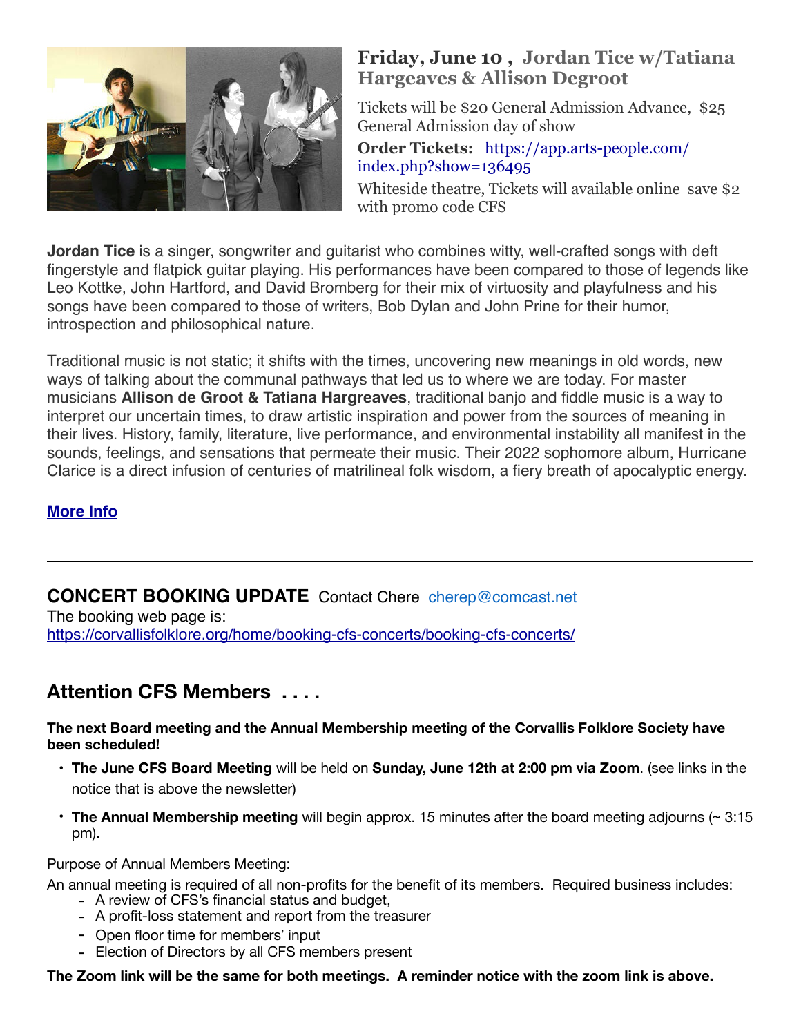## Friday, June 10 , Jordan Tice w/Tatiana Hargeaves & Allison Degroot

Tickets will be $20 General Admission Advance, $25 General Admission day of show

**Order Tickets:** https://app.arts-people.com/index.php?show=136495

Whiteside theatre, Tickets will available online save $2 with promo code CFS

**Jordan Tice** is a singer, songwriter and guitarist who combines witty, well-crafted songs with deft fingerstyle and flatpick guitar playing. His performances have been compared to those of legends like Leo Kottke, John Hartford, and David Bromberg for their mix of virtuosity and playfulness and his songs have been compared to those of writers, Bob Dylan and John Prine for their humor, introspection and philosophical nature.

Traditional music is not static; it shifts with the times, uncovering new meanings in old words, new ways of talking about the communal pathways that led us to where we are today. For master musicians **Allison de Groot & Tatiana Hargreaves**, traditional banjo and fiddle music is a way to interpret our uncertain times, to draw artistic inspiration and power from the sources of meaning in their lives. History, family, literature, live performance, and environmental instability all manifest in the sounds, feelings, and sensations that permeate their music. Their 2022 sophomore album, Hurricane Clarice is a direct infusion of centuries of matrilineal folk wisdom, a fiery breath of apocalyptic energy.

**More Info**

---

**CONCERT BOOKING UPDATE** Contact Chere cherep@comcast.net

The booking web page is:
https://corvallisfolklore.org/home/booking-cfs-concerts/booking-cfs-concerts/

## Attention CFS Members . . . .

**The next Board meeting and the Annual Membership meeting of the Corvallis Folklore Society have been scheduled!**

- **The June CFS Board Meeting** will be held on **Sunday, June 12th at 2:00 pm via Zoom**. (see links in the notice that is above the newsletter)
- **The Annual Membership meeting** will begin approx. 15 minutes after the board meeting adjourns (~ 3:15 pm).

Purpose of Annual Members Meeting:

An annual meeting is required of all non-profits for the benefit of its members. Required business includes:

- A review of CFS's financial status and budget,
- A profit-loss statement and report from the treasurer
- Open floor time for members' input
- Election of Directors by all CFS members present

**The Zoom link will be the same for both meetings. A reminder notice with the zoom link is above.**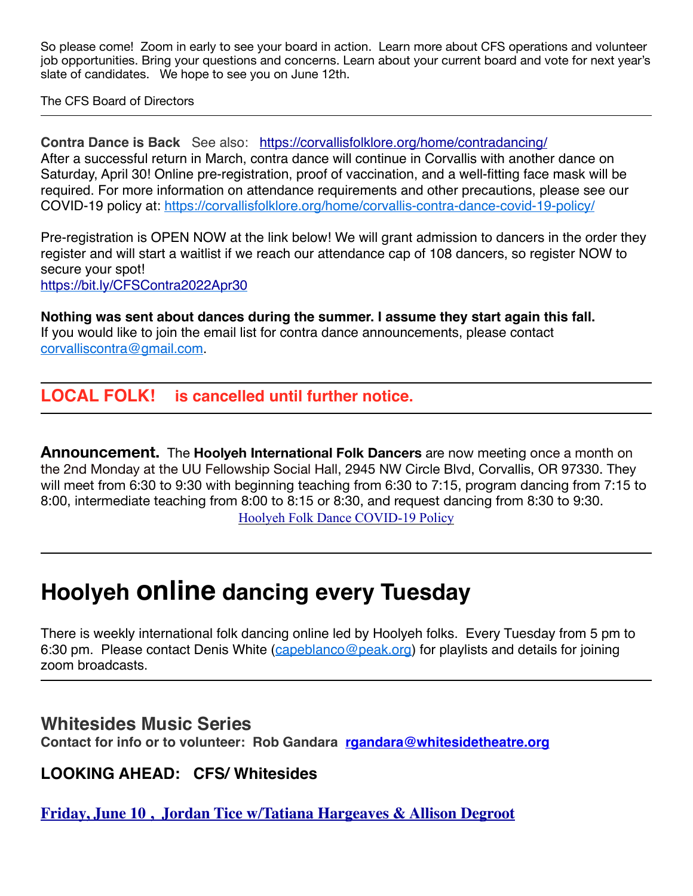So please come! Zoom in early to see your board in action. Learn more about CFS operations and volunteer job opportunities. Bring your questions and concerns. Learn about your current board and vote for next year's slate of candidates. We hope to see you on June 12th.

The CFS Board of Directors

---

**Contra Dance is Back** See also: https://corvallisfolklore.org/home/contradancing/
After a successful return in March, contra dance will continue in Corvallis with another dance on Saturday, April 30! Online pre-registration, proof of vaccination, and a well-fitting face mask will be required. For more information on attendance requirements and other precautions, please see our COVID-19 policy at: https://corvallisfolklore.org/home/corvallis-contra-dance-covid-19-policy/

Pre-registration is OPEN NOW at the link below! We will grant admission to dancers in the order they register and will start a waitlist if we reach our attendance cap of 108 dancers, so register NOW to secure your spot!
https://bit.ly/CFSContra2022Apr30

**Nothing was sent about dances during the summer. I assume they start again this fall.**
If you would like to join the email list for contra dance announcements, please contact corvalliscontra@gmail.com.

---

**LOCAL FOLK! is cancelled until further notice.**

---

**Announcement.** The **Hoolyeh International Folk Dancers** are now meeting once a month on the 2nd Monday at the UU Fellowship Social Hall, 2945 NW Circle Blvd, Corvallis, OR 97330. They will meet from 6:30 to 9:30 with beginning teaching from 6:30 to 7:15, program dancing from 7:15 to 8:00, intermediate teaching from 8:00 to 8:15 or 8:30, and request dancing from 8:30 to 9:30.

Hoolyeh Folk Dance COVID-19 Policy

---

# Hoolyeh online dancing every Tuesday

There is weekly international folk dancing online led by Hoolyeh folks. Every Tuesday from 5 pm to 6:30 pm. Please contact Denis White (capeblanco@peak.org) for playlists and details for joining zoom broadcasts.

---

## Whitesides Music Series

**Contact for info or to volunteer: Rob Gandara rgandara@whitesidetheatre.org**

### LOOKING AHEAD: CFS/ Whitesides

**Friday, June 10 , Jordan Tice w/Tatiana Hargeaves & Allison Degroot**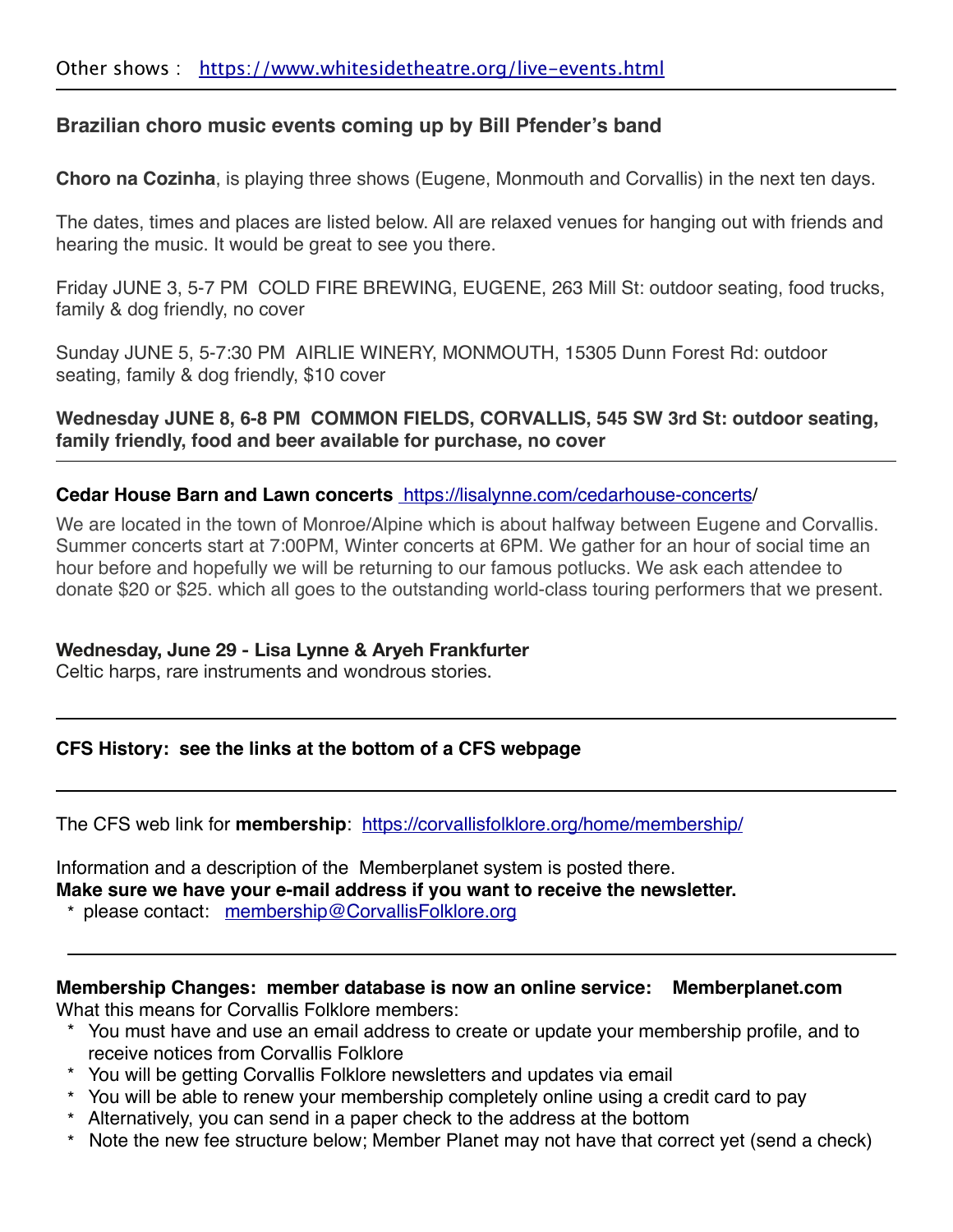Other shows : [https://www.whitesidetheatre.org/live-events.html](https://www.whitesidetheatre.org/live-events.html)

---

### Brazilian choro music events coming up by Bill Pfender's band

**Choro na Cozinha**, is playing three shows (Eugene, Monmouth and Corvallis) in the next ten days.

The dates, times and places are listed below. All are relaxed venues for hanging out with friends and hearing the music. It would be great to see you there.

Friday JUNE 3, 5-7 PM COLD FIRE BREWING, EUGENE, 263 Mill St: outdoor seating, food trucks, family & dog friendly, no cover

Sunday JUNE 5, 5-7:30 PM AIRLIE WINERY, MONMOUTH, 15305 Dunn Forest Rd: outdoor seating, family & dog friendly, $10 cover

**Wednesday JUNE 8, 6-8 PM COMMON FIELDS, CORVALLIS, 545 SW 3rd St: outdoor seating, family friendly, food and beer available for purchase, no cover**

---

**Cedar House Barn and Lawn concerts** [https://lisalynne.com/cedarhouse-concerts/](https://lisalynne.com/cedarhouse-concerts/)

We are located in the town of Monroe/Alpine which is about halfway between Eugene and Corvallis. Summer concerts start at 7:00PM, Winter concerts at 6PM. We gather for an hour of social time an hour before and hopefully we will be returning to our famous potlucks. We ask each attendee to donate $20 or $25. which all goes to the outstanding world-class touring performers that we present.

**Wednesday, June 29 - Lisa Lynne & Aryeh Frankfurter**
Celtic harps, rare instruments and wondrous stories.

---

**CFS History: see the links at the bottom of a CFS webpage**

---

The CFS web link for **membership**: [https://corvallisfolklore.org/home/membership/](https://corvallisfolklore.org/home/membership/)

Information and a description of the Memberplanet system is posted there.
**Make sure we have your e-mail address if you want to receive the newsletter.**

* please contact: [membership@CorvallisFolklore.org](mailto:membership@CorvallisFolklore.org)

---

**Membership Changes: member database is now an online service: Memberplanet.com**
What this means for Corvallis Folklore members:

* You must have and use an email address to create or update your membership profile, and to receive notices from Corvallis Folklore
* You will be getting Corvallis Folklore newsletters and updates via email
* You will be able to renew your membership completely online using a credit card to pay
* Alternatively, you can send in a paper check to the address at the bottom
* Note the new fee structure below; Member Planet may not have that correct yet (send a check)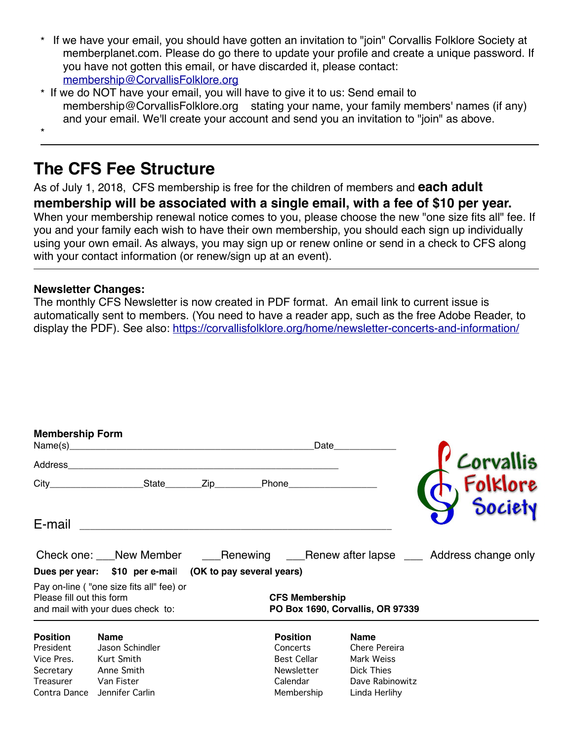* If we have your email, you should have gotten an invitation to "join" Corvallis Folklore Society at memberplanet.com. Please do go there to update your profile and create a unique password. If you have not gotten this email, or have discarded it, please contact: membership@CorvallisFolklore.org
* If we do NOT have your email, you will have to give it to us: Send email to membership@CorvallisFolklore.org stating your name, your family members' names (if any) and your email. We'll create your account and send you an invitation to "join" as above.
*

---

# The CFS Fee Structure

As of July 1, 2018, CFS membership is free for the children of members and **each adult membership will be associated with a single email, with a fee of $10 per year.** When your membership renewal notice comes to you, please choose the new "one size fits all" fee. If you and your family each wish to have their own membership, you should each sign up individually using your own email. As always, you may sign up or renew online or send in a check to CFS along with your contact information (or renew/sign up at an event).

---

**Newsletter Changes:**
The monthly CFS Newsletter is now created in PDF format. An email link to current issue is automatically sent to members. (You need to have a reader app, such as the free Adobe Reader, to display the PDF). See also: https://corvallisfolklore.org/home/newsletter-concerts-and-information/

**Membership Form**

Name(s)_______________________________________________ Date____________

Address_____________________________________________________

City_________________ State_______ Zip________ Phone_________________

E-mail ______________________________________________

Corvallis Folklore Society

Check one: ___New Member ___Renewing ___Renew after lapse ___ Address change only

**Dues per year: $10 per e-mail (OK to pay several years)**

Pay on-line ( "one size fits all" fee) or
Please fill out this form
and mail with your dues check to:

**CFS Membership**
**PO Box 1690, Corvallis, OR 97339**

---

| Position | Name | Position | Name |
|---|---|---|---|
| President | Jason Schindler | Concerts | Chere Pereira |
| Vice Pres. | Kurt Smith | Best Cellar | Mark Weiss |
| Secretary | Anne Smith | Newsletter | Dick Thies |
| Treasurer | Van Fister | Calendar | Dave Rabinowitz |
| Contra Dance | Jennifer Carlin | Membership | Linda Herlihy |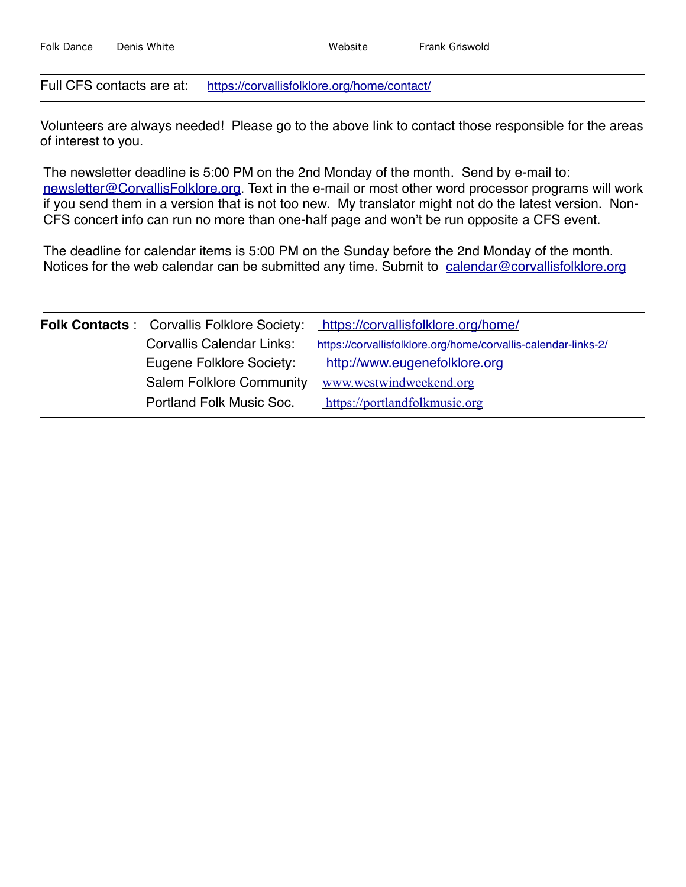| | | | |
|---|---|---|---|
| Folk Dance | Denis White | Website | Frank Griswold |

Full CFS contacts are at: https://corvallisfolklore.org/home/contact/

Volunteers are always needed! Please go to the above link to contact those responsible for the areas of interest to you.

The newsletter deadline is 5:00 PM on the 2nd Monday of the month. Send by e-mail to: newsletter@CorvallisFolklore.org. Text in the e-mail or most other word processor programs will work if you send them in a version that is not too new. My translator might not do the latest version. Non-CFS concert info can run no more than one-half page and won't be run opposite a CFS event.

The deadline for calendar items is 5:00 PM on the Sunday before the 2nd Monday of the month. Notices for the web calendar can be submitted any time. Submit to calendar@corvallisfolklore.org

| | | |
|---|---|---|
| **Folk Contacts** : | Corvallis Folklore Society: | https://corvallisfolklore.org/home/ |
| | Corvallis Calendar Links: | https://corvallisfolklore.org/home/corvallis-calendar-links-2/ |
| | Eugene Folklore Society: | http://www.eugenefolklore.org |
| | Salem Folklore Community | www.westwindweekend.org |
| | Portland Folk Music Soc. | https://portlandfolkmusic.org |